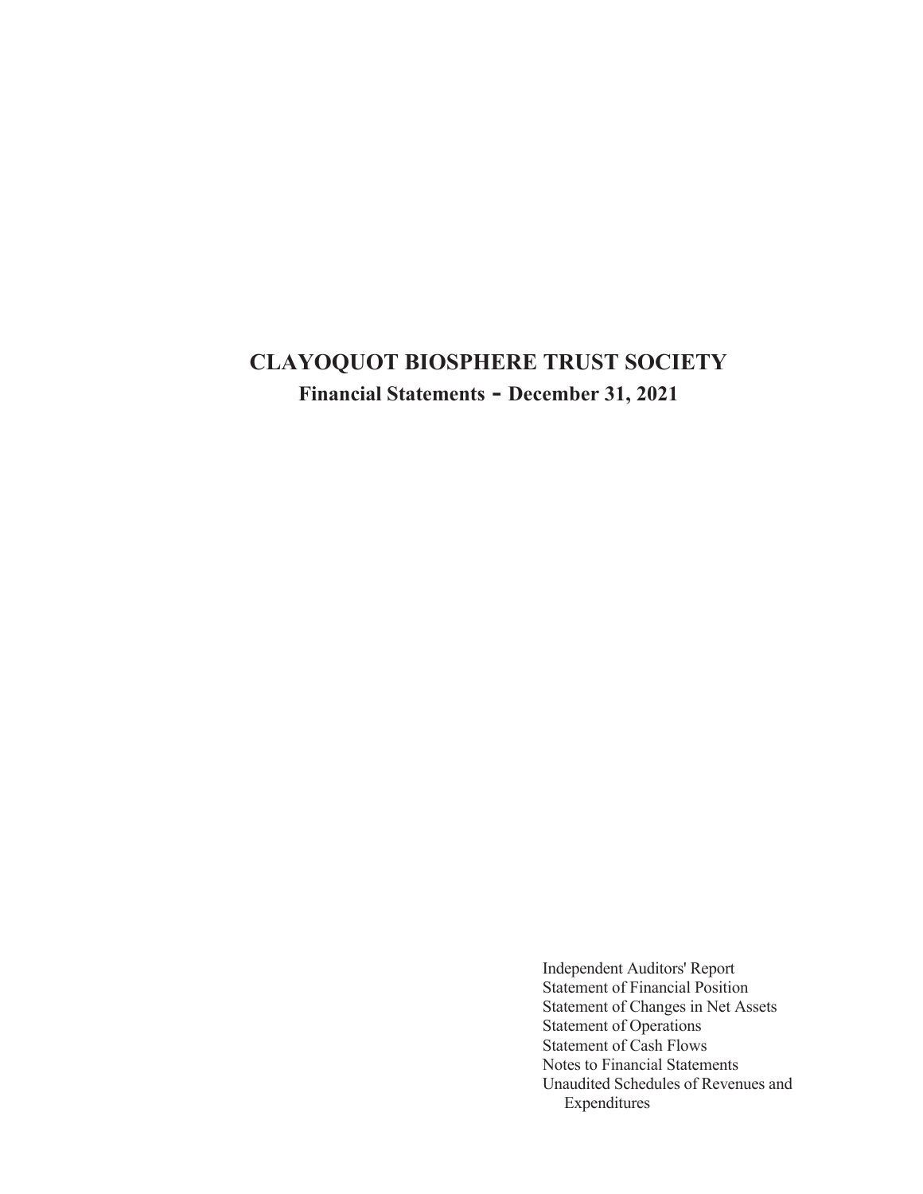# CLAYOQUOT BIOSPHERE TRUST SOCIETY

## Financial Statements - December 31, 2021

Independent Auditors' Report
Statement of Financial Position
Statement of Changes in Net Assets
Statement of Operations
Statement of Cash Flows
Notes to Financial Statements
Unaudited Schedules of Revenues and
Expenditures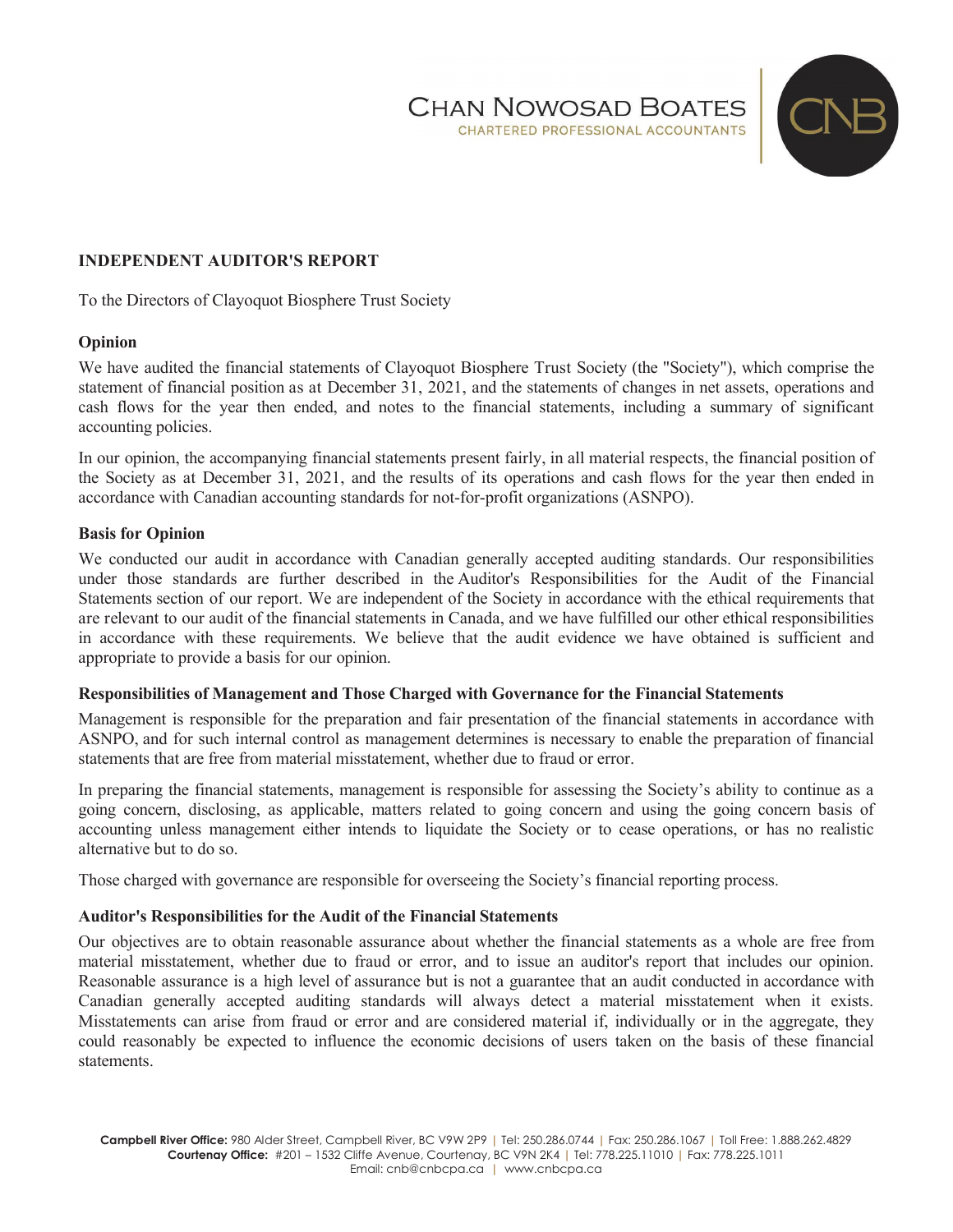# INDEPENDENT AUDITOR'S REPORT

To the Directors of Clayoquot Biosphere Trust Society

## Opinion

We have audited the financial statements of Clayoquot Biosphere Trust Society (the "Society"), which comprise the statement of financial position as at December 31, 2021, and the statements of changes in net assets, operations and cash flows for the year then ended, and notes to the financial statements, including a summary of significant accounting policies.

In our opinion, the accompanying financial statements present fairly, in all material respects, the financial position of the Society as at December 31, 2021, and the results of its operations and cash flows for the year then ended in accordance with Canadian accounting standards for not-for-profit organizations (ASNPO).

## Basis for Opinion

We conducted our audit in accordance with Canadian generally accepted auditing standards. Our responsibilities under those standards are further described in the Auditor's Responsibilities for the Audit of the Financial Statements section of our report. We are independent of the Society in accordance with the ethical requirements that are relevant to our audit of the financial statements in Canada, and we have fulfilled our other ethical responsibilities in accordance with these requirements. We believe that the audit evidence we have obtained is sufficient and appropriate to provide a basis for our opinion.

## Responsibilities of Management and Those Charged with Governance for the Financial Statements

Management is responsible for the preparation and fair presentation of the financial statements in accordance with ASNPO, and for such internal control as management determines is necessary to enable the preparation of financial statements that are free from material misstatement, whether due to fraud or error.

In preparing the financial statements, management is responsible for assessing the Society's ability to continue as a going concern, disclosing, as applicable, matters related to going concern and using the going concern basis of accounting unless management either intends to liquidate the Society or to cease operations, or has no realistic alternative but to do so.

Those charged with governance are responsible for overseeing the Society's financial reporting process.

## Auditor's Responsibilities for the Audit of the Financial Statements

Our objectives are to obtain reasonable assurance about whether the financial statements as a whole are free from material misstatement, whether due to fraud or error, and to issue an auditor's report that includes our opinion. Reasonable assurance is a high level of assurance but is not a guarantee that an audit conducted in accordance with Canadian generally accepted auditing standards will always detect a material misstatement when it exists. Misstatements can arise from fraud or error and are considered material if, individually or in the aggregate, they could reasonably be expected to influence the economic decisions of users taken on the basis of these financial statements.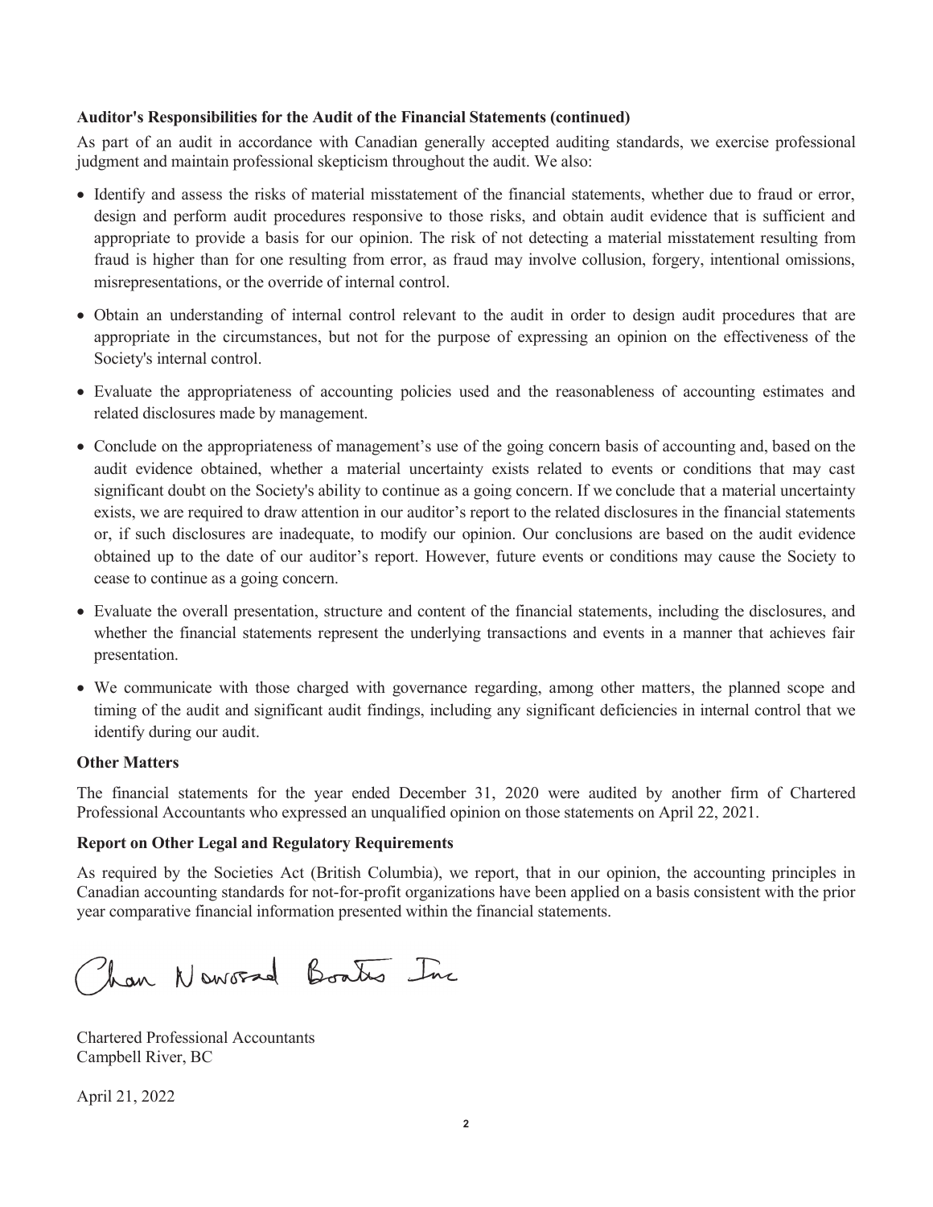**Auditor's Responsibilities for the Audit of the Financial Statements (continued)**

As part of an audit in accordance with Canadian generally accepted auditing standards, we exercise professional judgment and maintain professional skepticism throughout the audit. We also:

- Identify and assess the risks of material misstatement of the financial statements, whether due to fraud or error, design and perform audit procedures responsive to those risks, and obtain audit evidence that is sufficient and appropriate to provide a basis for our opinion. The risk of not detecting a material misstatement resulting from fraud is higher than for one resulting from error, as fraud may involve collusion, forgery, intentional omissions, misrepresentations, or the override of internal control.
- Obtain an understanding of internal control relevant to the audit in order to design audit procedures that are appropriate in the circumstances, but not for the purpose of expressing an opinion on the effectiveness of the Society's internal control.
- Evaluate the appropriateness of accounting policies used and the reasonableness of accounting estimates and related disclosures made by management.
- Conclude on the appropriateness of management's use of the going concern basis of accounting and, based on the audit evidence obtained, whether a material uncertainty exists related to events or conditions that may cast significant doubt on the Society's ability to continue as a going concern. If we conclude that a material uncertainty exists, we are required to draw attention in our auditor's report to the related disclosures in the financial statements or, if such disclosures are inadequate, to modify our opinion. Our conclusions are based on the audit evidence obtained up to the date of our auditor's report. However, future events or conditions may cause the Society to cease to continue as a going concern.
- Evaluate the overall presentation, structure and content of the financial statements, including the disclosures, and whether the financial statements represent the underlying transactions and events in a manner that achieves fair presentation.
- We communicate with those charged with governance regarding, among other matters, the planned scope and timing of the audit and significant audit findings, including any significant deficiencies in internal control that we identify during our audit.

**Other Matters**

The financial statements for the year ended December 31, 2020 were audited by another firm of Chartered Professional Accountants who expressed an unqualified opinion on those statements on April 22, 2021.

**Report on Other Legal and Regulatory Requirements**

As required by the Societies Act (British Columbia), we report, that in our opinion, the accounting principles in Canadian accounting standards for not-for-profit organizations have been applied on a basis consistent with the prior year comparative financial information presented within the financial statements.

Chan Nowosad Boates Inc

Chartered Professional Accountants
Campbell River, BC

April 21, 2022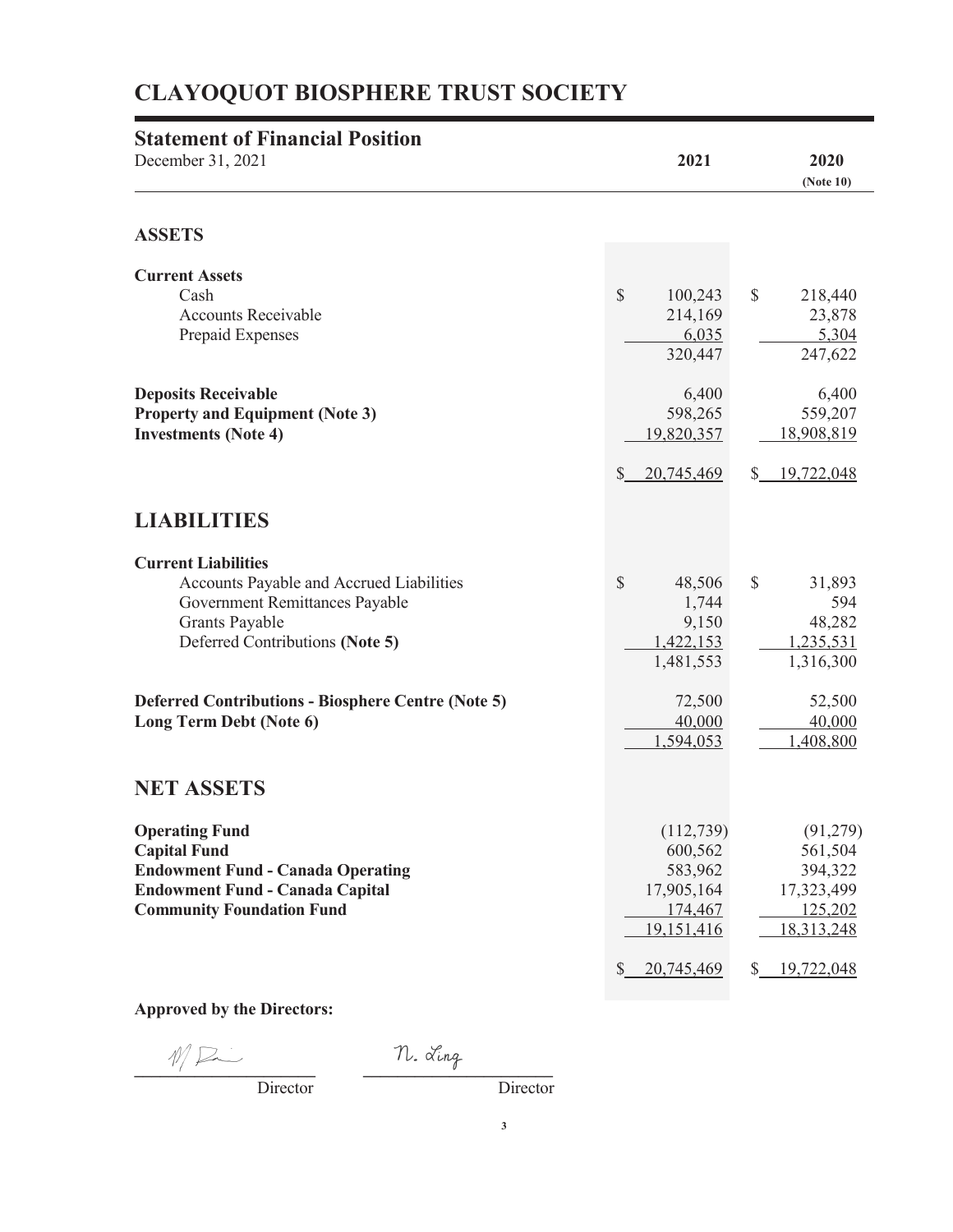# CLAYOQUOT BIOSPHERE TRUST SOCIETY

## Statement of Financial Position

December 31, 2021

| | 2021 | 2020 (Note 10) |
|---|---|---|
| **ASSETS** | | |
| **Current Assets** | | |
| Cash | $ 100,243 | $ 218,440 |
| Accounts Receivable | 214,169 | 23,878 |
| Prepaid Expenses | 6,035 | 5,304 |
| | 320,447 | 247,622 |
| **Deposits Receivable** | 6,400 | 6,400 |
| **Property and Equipment (Note 3)** | 598,265 | 559,207 |
| **Investments (Note 4)** | 19,820,357 | 18,908,819 |
| | $ 20,745,469 | $ 19,722,048 |
| **LIABILITIES** | | |
| **Current Liabilities** | | |
| Accounts Payable and Accrued Liabilities | $ 48,506 | $ 31,893 |
| Government Remittances Payable | 1,744 | 594 |
| Grants Payable | 9,150 | 48,282 |
| Deferred Contributions **(Note 5)** | 1,422,153 | 1,235,531 |
| | 1,481,553 | 1,316,300 |
| **Deferred Contributions - Biosphere Centre (Note 5)** | 72,500 | 52,500 |
| **Long Term Debt (Note 6)** | 40,000 | 40,000 |
| | 1,594,053 | 1,408,800 |
| **NET ASSETS** | | |
| **Operating Fund** | (112,739) | (91,279) |
| **Capital Fund** | 600,562 | 561,504 |
| **Endowment Fund - Canada Operating** | 583,962 | 394,322 |
| **Endowment Fund - Canada Capital** | 17,905,164 | 17,323,499 |
| **Community Foundation Fund** | 174,467 | 125,202 |
| | 19,151,416 | 18,313,248 |
| | $ 20,745,469 | $ 19,722,048 |

**Approved by the Directors:**

M. [signature] — Director

N. Ling — Director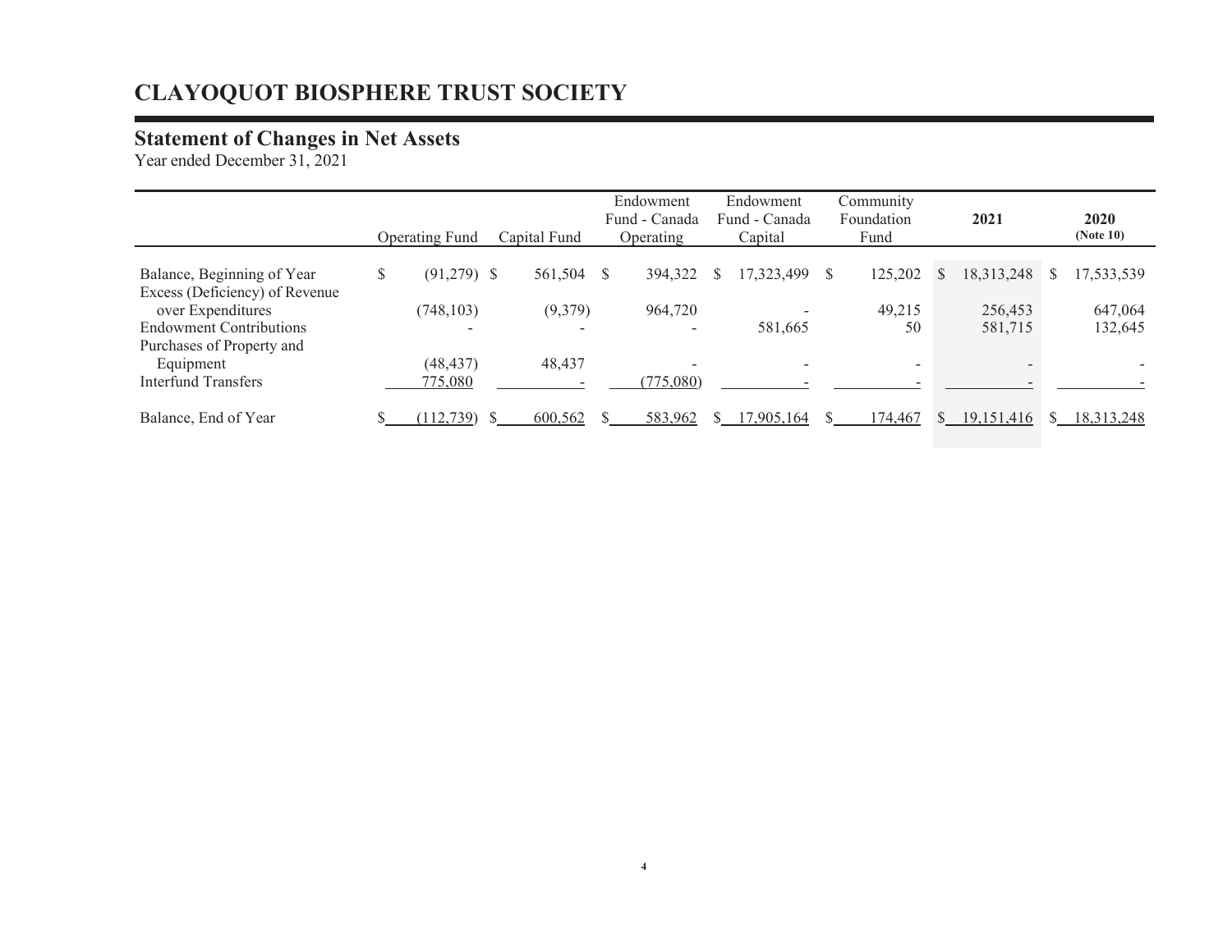# CLAYOQUOT BIOSPHERE TRUST SOCIETY

## Statement of Changes in Net Assets

Year ended December 31, 2021

| | Operating Fund | Capital Fund | Endowment Fund - Canada Operating | Endowment Fund - Canada Capital | Community Foundation Fund | **2021** | **2020 (Note 10)** |
|---|---|---|---|---|---|---|---|
| Balance, Beginning of Year | $ (91,279) | $ 561,504 | $ 394,322 | $ 17,323,499 | $ 125,202 | $ 18,313,248 | $ 17,533,539 |
| Excess (Deficiency) of Revenue over Expenditures | (748,103) | (9,379) | 964,720 | - | 49,215 | 256,453 | 647,064 |
| Endowment Contributions | - | - | - | 581,665 | 50 | 581,715 | 132,645 |
| Purchases of Property and Equipment | (48,437) | 48,437 | - | - | - | - | - |
| Interfund Transfers | 775,080 | - | (775,080) | - | - | - | - |
| Balance, End of Year | $ (112,739) | $ 600,562 | $ 583,962 | $ 17,905,164 | $ 174,467 | $ 19,151,416 | $ 18,313,248 |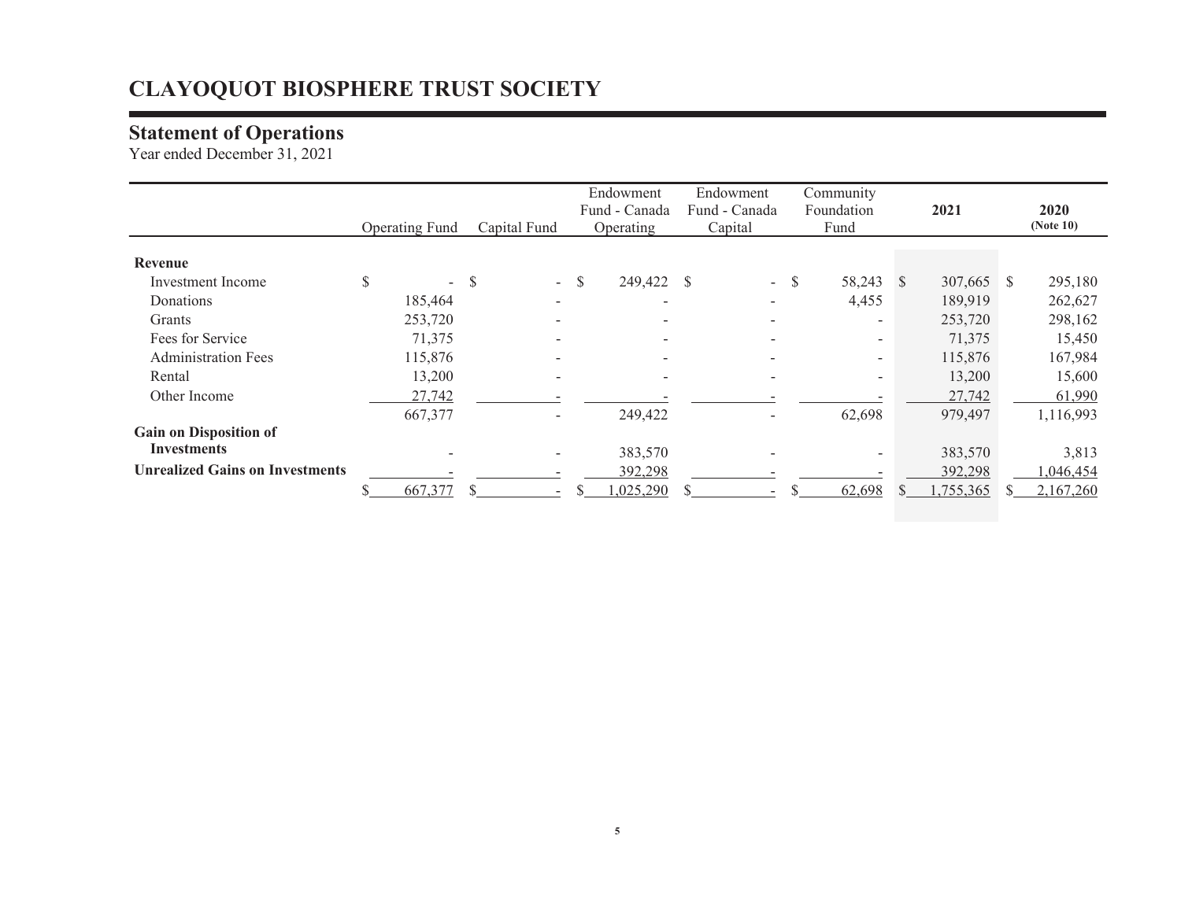# CLAYOQUOT BIOSPHERE TRUST SOCIETY

## Statement of Operations

Year ended December 31, 2021

| | Operating Fund | Capital Fund | Endowment Fund - Canada Operating | Endowment Fund - Canada Capital | Community Foundation Fund | **2021** | **2020** **(Note 10)** |
|---|---|---|---|---|---|---|---|
| **Revenue** | | | | | | | |
| Investment Income | $ - | $ - | $ 249,422 | $ - | $ 58,243 | $ 307,665 | $ 295,180 |
| Donations | 185,464 | - | - | - | 4,455 | 189,919 | 262,627 |
| Grants | 253,720 | - | - | - | - | 253,720 | 298,162 |
| Fees for Service | 71,375 | - | - | - | - | 71,375 | 15,450 |
| Administration Fees | 115,876 | - | - | - | - | 115,876 | 167,984 |
| Rental | 13,200 | - | - | - | - | 13,200 | 15,600 |
| Other Income | 27,742 | - | - | - | - | 27,742 | 61,990 |
| | 667,377 | - | 249,422 | - | 62,698 | 979,497 | 1,116,993 |
| **Gain on Disposition of Investments** | - | - | 383,570 | - | - | 383,570 | 3,813 |
| **Unrealized Gains on Investments** | - | - | 392,298 | - | - | 392,298 | 1,046,454 |
| | $ 667,377 | $ - | $ 1,025,290 | $ - | $ 62,698 | $ 1,755,365 | $ 2,167,260 |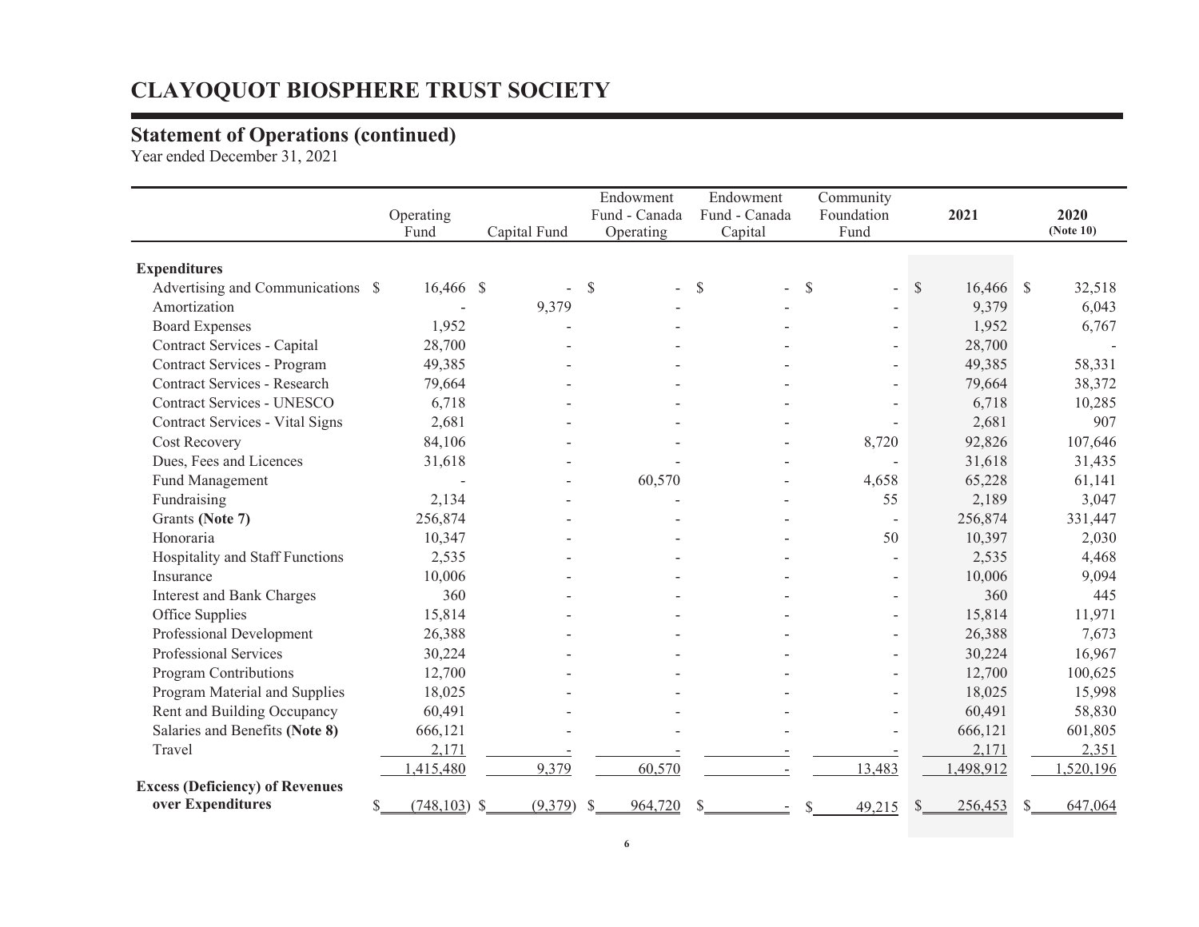# CLAYOQUOT BIOSPHERE TRUST SOCIETY

## Statement of Operations (continued)

Year ended December 31, 2021

| | Operating Fund | Capital Fund | Endowment Fund - Canada Operating | Endowment Fund - Canada Capital | Community Foundation Fund | **2021** | **2020 (Note 10)** |
|---|---|---|---|---|---|---|---|
| **Expenditures** | | | | | | | |
| Advertising and Communications | $ 16,466 | $ - | $ - | $ - | $ - | $ 16,466 | $ 32,518 |
| Amortization | - | 9,379 | - | - | - | 9,379 | 6,043 |
| Board Expenses | 1,952 | - | - | - | - | 1,952 | 6,767 |
| Contract Services - Capital | 28,700 | - | - | - | - | 28,700 | - |
| Contract Services - Program | 49,385 | - | - | - | - | 49,385 | 58,331 |
| Contract Services - Research | 79,664 | - | - | - | - | 79,664 | 38,372 |
| Contract Services - UNESCO | 6,718 | - | - | - | - | 6,718 | 10,285 |
| Contract Services - Vital Signs | 2,681 | - | - | - | - | 2,681 | 907 |
| Cost Recovery | 84,106 | - | - | - | 8,720 | 92,826 | 107,646 |
| Dues, Fees and Licences | 31,618 | - | - | - | - | 31,618 | 31,435 |
| Fund Management | - | - | 60,570 | - | 4,658 | 65,228 | 61,141 |
| Fundraising | 2,134 | - | - | - | 55 | 2,189 | 3,047 |
| Grants **(Note 7)** | 256,874 | - | - | - | - | 256,874 | 331,447 |
| Honoraria | 10,347 | - | - | - | 50 | 10,397 | 2,030 |
| Hospitality and Staff Functions | 2,535 | - | - | - | - | 2,535 | 4,468 |
| Insurance | 10,006 | - | - | - | - | 10,006 | 9,094 |
| Interest and Bank Charges | 360 | - | - | - | - | 360 | 445 |
| Office Supplies | 15,814 | - | - | - | - | 15,814 | 11,971 |
| Professional Development | 26,388 | - | - | - | - | 26,388 | 7,673 |
| Professional Services | 30,224 | - | - | - | - | 30,224 | 16,967 |
| Program Contributions | 12,700 | - | - | - | - | 12,700 | 100,625 |
| Program Material and Supplies | 18,025 | - | - | - | - | 18,025 | 15,998 |
| Rent and Building Occupancy | 60,491 | - | - | - | - | 60,491 | 58,830 |
| Salaries and Benefits **(Note 8)** | 666,121 | - | - | - | - | 666,121 | 601,805 |
| Travel | 2,171 | - | - | - | - | 2,171 | 2,351 |
| | 1,415,480 | 9,379 | 60,570 | - | 13,483 | 1,498,912 | 1,520,196 |
| **Excess (Deficiency) of Revenues over Expenditures** | $ (748,103) | $ (9,379) | $ 964,720 | $ - | $ 49,215 | $ 256,453 | $ 647,064 |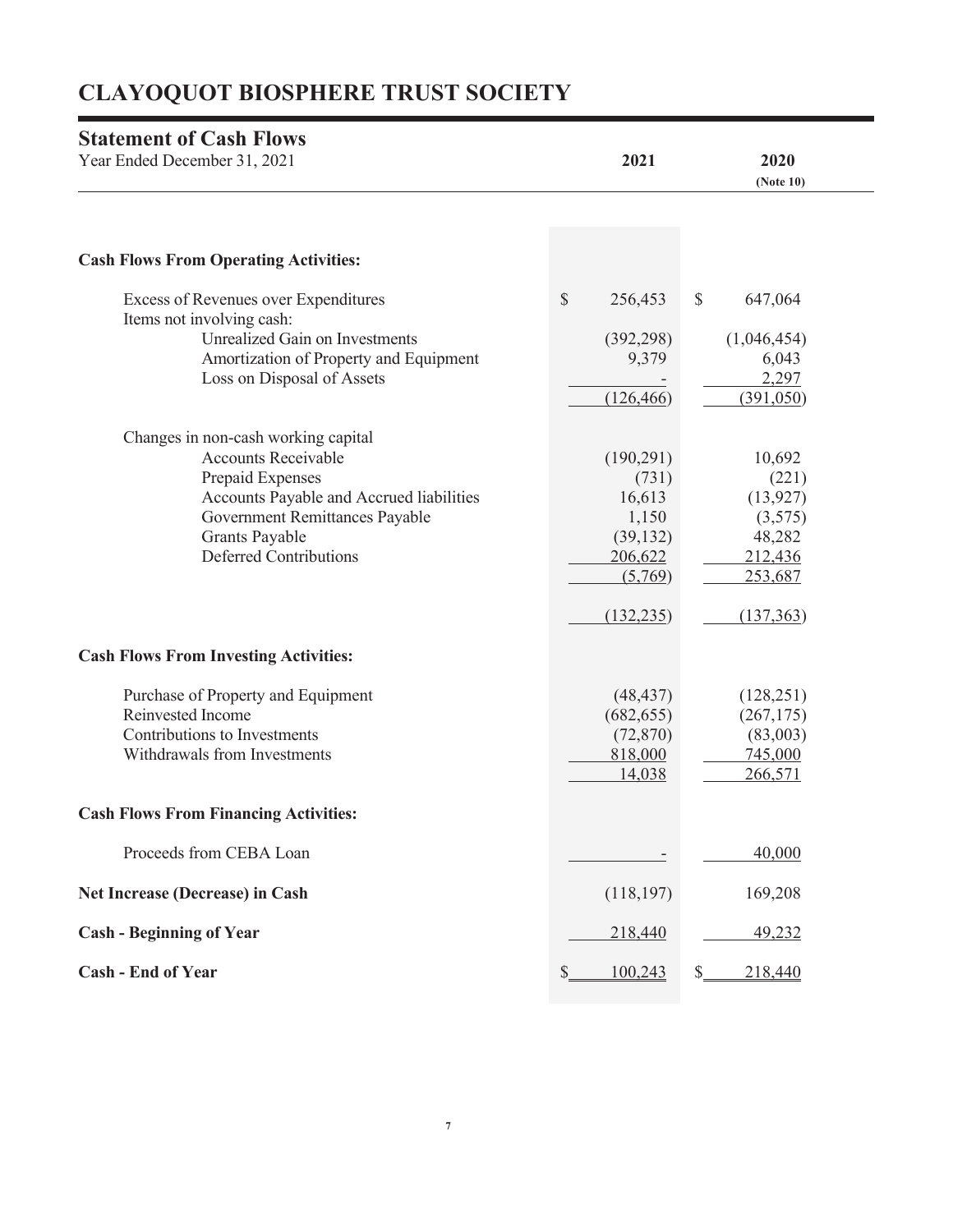# CLAYOQUOT BIOSPHERE TRUST SOCIETY

## Statement of Cash Flows

Year Ended December 31, 2021

| | 2021 | 2020 (Note 10) |
|---|---|---|
| **Cash Flows From Operating Activities:** | | |
| Excess of Revenues over Expenditures | $ 256,453 | $ 647,064 |
| Items not involving cash: | | |
| Unrealized Gain on Investments | (392,298) | (1,046,454) |
| Amortization of Property and Equipment | 9,379 | 6,043 |
| Loss on Disposal of Assets | - | 2,297 |
| | (126,466) | (391,050) |
| Changes in non-cash working capital | | |
| Accounts Receivable | (190,291) | 10,692 |
| Prepaid Expenses | (731) | (221) |
| Accounts Payable and Accrued liabilities | 16,613 | (13,927) |
| Government Remittances Payable | 1,150 | (3,575) |
| Grants Payable | (39,132) | 48,282 |
| Deferred Contributions | 206,622 | 212,436 |
| | (5,769) | 253,687 |
| | (132,235) | (137,363) |
| **Cash Flows From Investing Activities:** | | |
| Purchase of Property and Equipment | (48,437) | (128,251) |
| Reinvested Income | (682,655) | (267,175) |
| Contributions to Investments | (72,870) | (83,003) |
| Withdrawals from Investments | 818,000 | 745,000 |
| | 14,038 | 266,571 |
| **Cash Flows From Financing Activities:** | | |
| Proceeds from CEBA Loan | - | 40,000 |
| **Net Increase (Decrease) in Cash** | (118,197) | 169,208 |
| **Cash - Beginning of Year** | 218,440 | 49,232 |
| **Cash - End of Year** | $ 100,243 | $ 218,440 |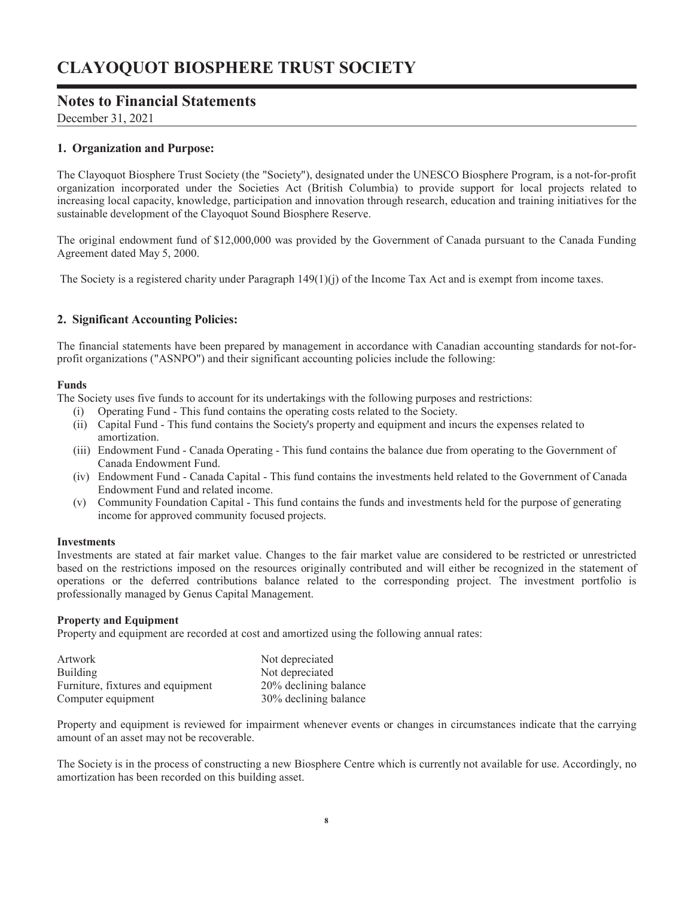# CLAYOQUOT BIOSPHERE TRUST SOCIETY

## Notes to Financial Statements

December 31, 2021

### 1. Organization and Purpose:

The Clayoquot Biosphere Trust Society (the "Society"), designated under the UNESCO Biosphere Program, is a not-for-profit organization incorporated under the Societies Act (British Columbia) to provide support for local projects related to increasing local capacity, knowledge, participation and innovation through research, education and training initiatives for the sustainable development of the Clayoquot Sound Biosphere Reserve.

The original endowment fund of $12,000,000 was provided by the Government of Canada pursuant to the Canada Funding Agreement dated May 5, 2000.

The Society is a registered charity under Paragraph 149(1)(j) of the Income Tax Act and is exempt from income taxes.

### 2. Significant Accounting Policies:

The financial statements have been prepared by management in accordance with Canadian accounting standards for not-for-profit organizations ("ASNPO") and their significant accounting policies include the following:

**Funds**

The Society uses five funds to account for its undertakings with the following purposes and restrictions:

- (i) Operating Fund - This fund contains the operating costs related to the Society.
- (ii) Capital Fund - This fund contains the Society's property and equipment and incurs the expenses related to amortization.
- (iii) Endowment Fund - Canada Operating - This fund contains the balance due from operating to the Government of Canada Endowment Fund.
- (iv) Endowment Fund - Canada Capital - This fund contains the investments held related to the Government of Canada Endowment Fund and related income.
- (v) Community Foundation Capital - This fund contains the funds and investments held for the purpose of generating income for approved community focused projects.

**Investments**

Investments are stated at fair market value. Changes to the fair market value are considered to be restricted or unrestricted based on the restrictions imposed on the resources originally contributed and will either be recognized in the statement of operations or the deferred contributions balance related to the corresponding project. The investment portfolio is professionally managed by Genus Capital Management.

**Property and Equipment**

Property and equipment are recorded at cost and amortized using the following annual rates:

| | |
|---|---|
| Artwork | Not depreciated |
| Building | Not depreciated |
| Furniture, fixtures and equipment | 20% declining balance |
| Computer equipment | 30% declining balance |

Property and equipment is reviewed for impairment whenever events or changes in circumstances indicate that the carrying amount of an asset may not be recoverable.

The Society is in the process of constructing a new Biosphere Centre which is currently not available for use. Accordingly, no amortization has been recorded on this building asset.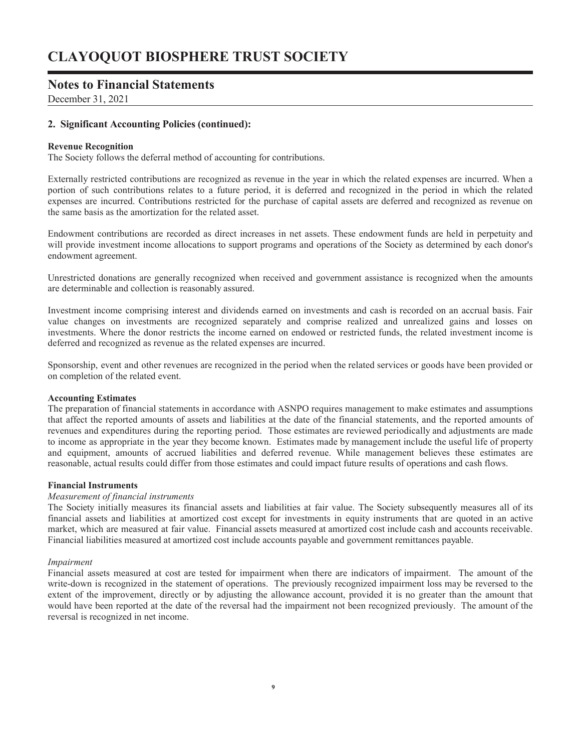# CLAYOQUOT BIOSPHERE TRUST SOCIETY

## Notes to Financial Statements

December 31, 2021

### 2. Significant Accounting Policies (continued):

**Revenue Recognition**

The Society follows the deferral method of accounting for contributions.

Externally restricted contributions are recognized as revenue in the year in which the related expenses are incurred. When a portion of such contributions relates to a future period, it is deferred and recognized in the period in which the related expenses are incurred. Contributions restricted for the purchase of capital assets are deferred and recognized as revenue on the same basis as the amortization for the related asset.

Endowment contributions are recorded as direct increases in net assets. These endowment funds are held in perpetuity and will provide investment income allocations to support programs and operations of the Society as determined by each donor's endowment agreement.

Unrestricted donations are generally recognized when received and government assistance is recognized when the amounts are determinable and collection is reasonably assured.

Investment income comprising interest and dividends earned on investments and cash is recorded on an accrual basis. Fair value changes on investments are recognized separately and comprise realized and unrealized gains and losses on investments. Where the donor restricts the income earned on endowed or restricted funds, the related investment income is deferred and recognized as revenue as the related expenses are incurred.

Sponsorship, event and other revenues are recognized in the period when the related services or goods have been provided or on completion of the related event.

**Accounting Estimates**

The preparation of financial statements in accordance with ASNPO requires management to make estimates and assumptions that affect the reported amounts of assets and liabilities at the date of the financial statements, and the reported amounts of revenues and expenditures during the reporting period. Those estimates are reviewed periodically and adjustments are made to income as appropriate in the year they become known. Estimates made by management include the useful life of property and equipment, amounts of accrued liabilities and deferred revenue. While management believes these estimates are reasonable, actual results could differ from those estimates and could impact future results of operations and cash flows.

**Financial Instruments**

*Measurement of financial instruments*

The Society initially measures its financial assets and liabilities at fair value. The Society subsequently measures all of its financial assets and liabilities at amortized cost except for investments in equity instruments that are quoted in an active market, which are measured at fair value. Financial assets measured at amortized cost include cash and accounts receivable. Financial liabilities measured at amortized cost include accounts payable and government remittances payable.

*Impairment*

Financial assets measured at cost are tested for impairment when there are indicators of impairment. The amount of the write-down is recognized in the statement of operations. The previously recognized impairment loss may be reversed to the extent of the improvement, directly or by adjusting the allowance account, provided it is no greater than the amount that would have been reported at the date of the reversal had the impairment not been recognized previously. The amount of the reversal is recognized in net income.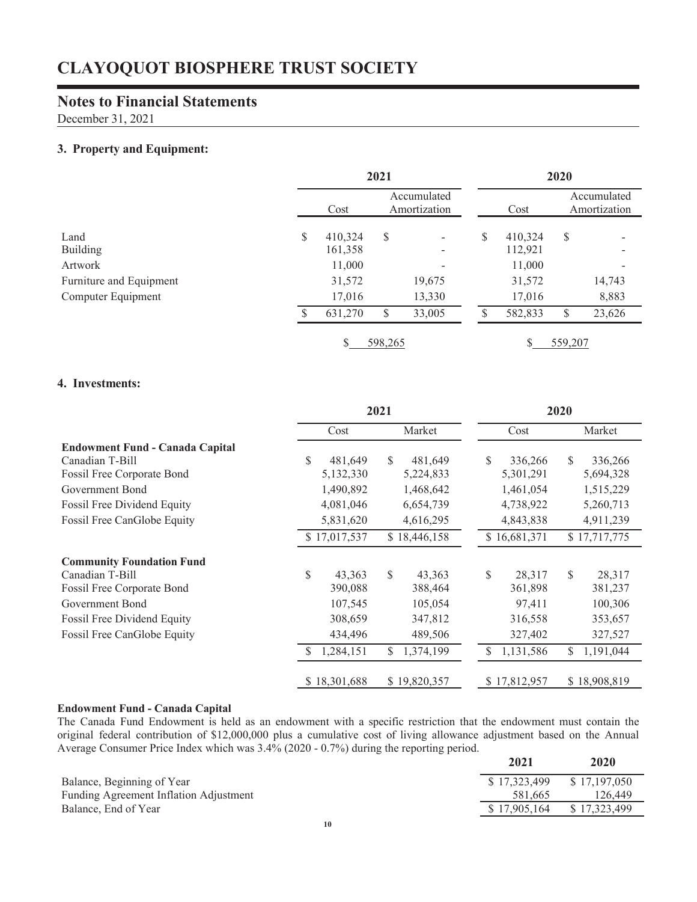# CLAYOQUOT BIOSPHERE TRUST SOCIETY

## Notes to Financial Statements

December 31, 2021

### 3. Property and Equipment:

| | 2021 | | 2020 | |
|---|---|---|---|---|
| | Cost | Accumulated Amortization | Cost | Accumulated Amortization |
| Land | $ 410,324 | $ - | $ 410,324 | $ - |
| Building | 161,358 | - | 112,921 | - |
| Artwork | 11,000 | - | 11,000 | - |
| Furniture and Equipment | 31,572 | 19,675 | 31,572 | 14,743 |
| Computer Equipment | 17,016 | 13,330 | 17,016 | 8,883 |
| | $ 631,270 | $ 33,005 | $ 582,833 | $ 23,626 |
| | $ 598,265 | | $ 559,207 | |

### 4. Investments:

| | 2021 | | 2020 | |
|---|---|---|---|---|
| | Cost | Market | Cost | Market |
| **Endowment Fund - Canada Capital** | | | | |
| Canadian T-Bill | $ 481,649 | $ 481,649 | $ 336,266 | $ 336,266 |
| Fossil Free Corporate Bond | 5,132,330 | 5,224,833 | 5,301,291 | 5,694,328 |
| Government Bond | 1,490,892 | 1,468,642 | 1,461,054 | 1,515,229 |
| Fossil Free Dividend Equity | 4,081,046 | 6,654,739 | 4,738,922 | 5,260,713 |
| Fossil Free CanGlobe Equity | 5,831,620 | 4,616,295 | 4,843,838 | 4,911,239 |
| | $ 17,017,537 | $ 18,446,158 | $ 16,681,371 | $ 17,717,775 |
| **Community Foundation Fund** | | | | |
| Canadian T-Bill | $ 43,363 | $ 43,363 | $ 28,317 | $ 28,317 |
| Fossil Free Corporate Bond | 390,088 | 388,464 | 361,898 | 381,237 |
| Government Bond | 107,545 | 105,054 | 97,411 | 100,306 |
| Fossil Free Dividend Equity | 308,659 | 347,812 | 316,558 | 353,657 |
| Fossil Free CanGlobe Equity | 434,496 | 489,506 | 327,402 | 327,527 |
| | $ 1,284,151 | $ 1,374,199 | $ 1,131,586 | $ 1,191,044 |
| | $ 18,301,688 | $ 19,820,357 | $ 17,812,957 | $ 18,908,819 |

**Endowment Fund - Canada Capital**

The Canada Fund Endowment is held as an endowment with a specific restriction that the endowment must contain the original federal contribution of $12,000,000 plus a cumulative cost of living allowance adjustment based on the Annual Average Consumer Price Index which was 3.4% (2020 - 0.7%) during the reporting period.

| | 2021 | 2020 |
|---|---|---|
| Balance, Beginning of Year | $ 17,323,499 | $ 17,197,050 |
| Funding Agreement Inflation Adjustment | 581,665 | 126,449 |
| Balance, End of Year | $ 17,905,164 | $ 17,323,499 |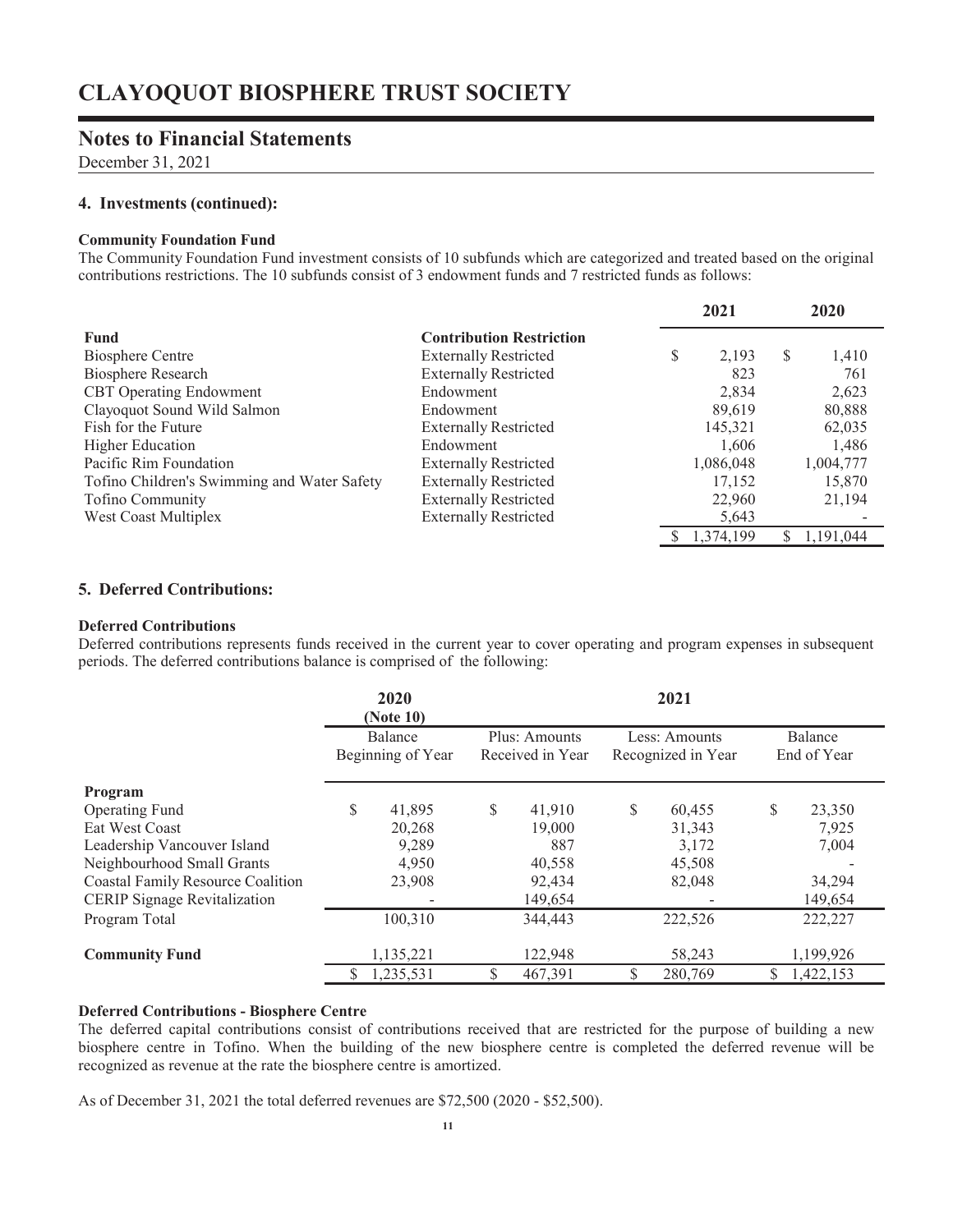# CLAYOQUOT BIOSPHERE TRUST SOCIETY

## Notes to Financial Statements

December 31, 2021

### 4. Investments (continued):

**Community Foundation Fund**

The Community Foundation Fund investment consists of 10 subfunds which are categorized and treated based on the original contributions restrictions. The 10 subfunds consist of 3 endowment funds and 7 restricted funds as follows:

| Fund | Contribution Restriction | 2021 | 2020 |
|---|---|---|---|
| Biosphere Centre | Externally Restricted | $ 2,193 | $ 1,410 |
| Biosphere Research | Externally Restricted | 823 | 761 |
| CBT Operating Endowment | Endowment | 2,834 | 2,623 |
| Clayoquot Sound Wild Salmon | Endowment | 89,619 | 80,888 |
| Fish for the Future | Externally Restricted | 145,321 | 62,035 |
| Higher Education | Endowment | 1,606 | 1,486 |
| Pacific Rim Foundation | Externally Restricted | 1,086,048 | 1,004,777 |
| Tofino Children's Swimming and Water Safety | Externally Restricted | 17,152 | 15,870 |
| Tofino Community | Externally Restricted | 22,960 | 21,194 |
| West Coast Multiplex | Externally Restricted | 5,643 | - |
| | | $ 1,374,199 | $ 1,191,044 |

### 5. Deferred Contributions:

**Deferred Contributions**

Deferred contributions represents funds received in the current year to cover operating and program expenses in subsequent periods. The deferred contributions balance is comprised of the following:

| | 2020 (Note 10) | 2021 | | |
|---|---|---|---|---|
| | Balance Beginning of Year | Plus: Amounts Received in Year | Less: Amounts Recognized in Year | Balance End of Year |
| **Program** | | | | |
| Operating Fund | $ 41,895 | $ 41,910 | $ 60,455 | $ 23,350 |
| Eat West Coast | 20,268 | 19,000 | 31,343 | 7,925 |
| Leadership Vancouver Island | 9,289 | 887 | 3,172 | 7,004 |
| Neighbourhood Small Grants | 4,950 | 40,558 | 45,508 | - |
| Coastal Family Resource Coalition | 23,908 | 92,434 | 82,048 | 34,294 |
| CERIP Signage Revitalization | - | 149,654 | - | 149,654 |
| Program Total | 100,310 | 344,443 | 222,526 | 222,227 |
| **Community Fund** | 1,135,221 | 122,948 | 58,243 | 1,199,926 |
| | $ 1,235,531 | $ 467,391 | $ 280,769 | $ 1,422,153 |

**Deferred Contributions - Biosphere Centre**

The deferred capital contributions consist of contributions received that are restricted for the purpose of building a new biosphere centre in Tofino. When the building of the new biosphere centre is completed the deferred revenue will be recognized as revenue at the rate the biosphere centre is amortized.

As of December 31, 2021 the total deferred revenues are $72,500 (2020 - $52,500).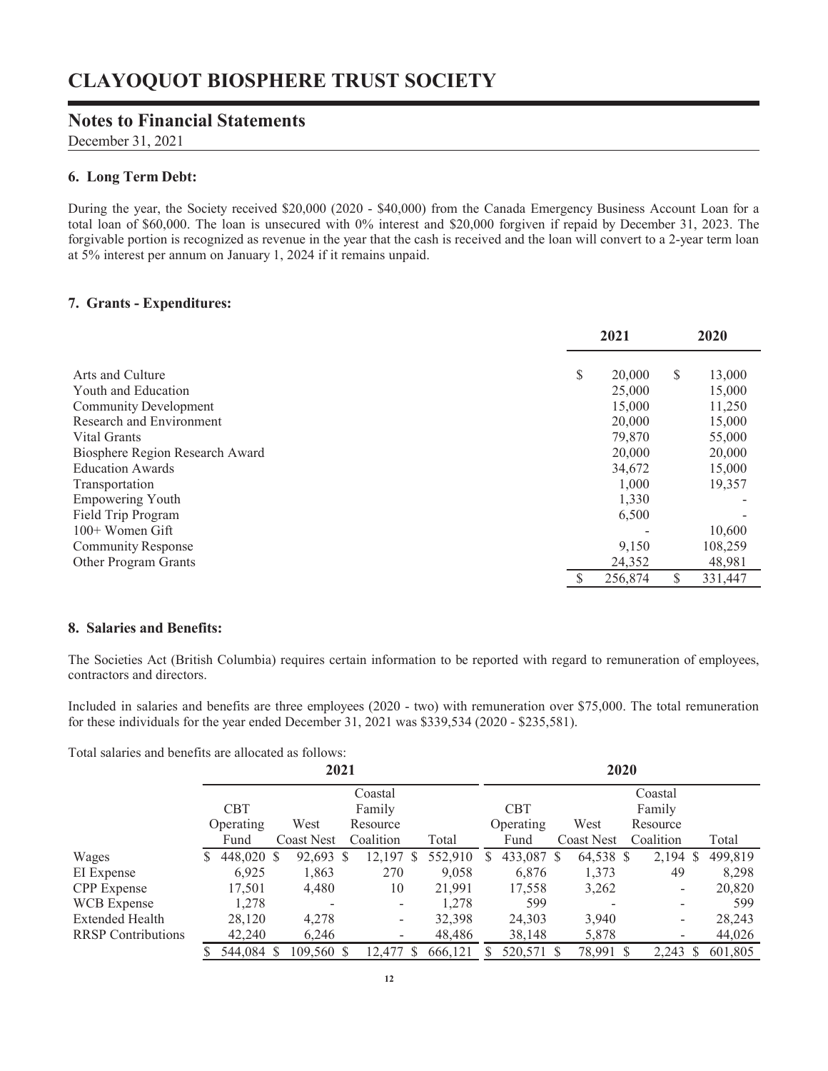# CLAYOQUOT BIOSPHERE TRUST SOCIETY

## Notes to Financial Statements

December 31, 2021

### 6. Long Term Debt:

During the year, the Society received $20,000 (2020 - $40,000) from the Canada Emergency Business Account Loan for a total loan of $60,000. The loan is unsecured with 0% interest and $20,000 forgiven if repaid by December 31, 2023. The forgivable portion is recognized as revenue in the year that the cash is received and the loan will convert to a 2-year term loan at 5% interest per annum on January 1, 2024 if it remains unpaid.

### 7. Grants - Expenditures:

| | 2021 | 2020 |
|---|---|---|
| Arts and Culture | $ 20,000 | $ 13,000 |
| Youth and Education | 25,000 | 15,000 |
| Community Development | 15,000 | 11,250 |
| Research and Environment | 20,000 | 15,000 |
| Vital Grants | 79,870 | 55,000 |
| Biosphere Region Research Award | 20,000 | 20,000 |
| Education Awards | 34,672 | 15,000 |
| Transportation | 1,000 | 19,357 |
| Empowering Youth | 1,330 | - |
| Field Trip Program | 6,500 | - |
| 100+ Women Gift | - | 10,600 |
| Community Response | 9,150 | 108,259 |
| Other Program Grants | 24,352 | 48,981 |
| | $ 256,874 | $ 331,447 |

### 8. Salaries and Benefits:

The Societies Act (British Columbia) requires certain information to be reported with regard to remuneration of employees, contractors and directors.

Included in salaries and benefits are three employees (2020 - two) with remuneration over $75,000. The total remuneration for these individuals for the year ended December 31, 2021 was $339,534 (2020 - $235,581).

Total salaries and benefits are allocated as follows:

| | 2021 | | | | 2020 | | | |
|---|---|---|---|---|---|---|---|---|
| | CBT Operating Fund | West Coast Nest | Coastal Family Resource Coalition | Total | CBT Operating Fund | West Coast Nest | Coastal Family Resource Coalition | Total |
| Wages | $ 448,020 | $ 92,693 | $ 12,197 | $ 552,910 | $ 433,087 | $ 64,538 | $ 2,194 | $ 499,819 |
| EI Expense | 6,925 | 1,863 | 270 | 9,058 | 6,876 | 1,373 | 49 | 8,298 |
| CPP Expense | 17,501 | 4,480 | 10 | 21,991 | 17,558 | 3,262 | - | 20,820 |
| WCB Expense | 1,278 | - | - | 1,278 | 599 | - | - | 599 |
| Extended Health | 28,120 | 4,278 | - | 32,398 | 24,303 | 3,940 | - | 28,243 |
| RRSP Contributions | 42,240 | 6,246 | - | 48,486 | 38,148 | 5,878 | - | 44,026 |
| | $ 544,084 | $ 109,560 | $ 12,477 | $ 666,121 | $ 520,571 | $ 78,991 | $ 2,243 | $ 601,805 |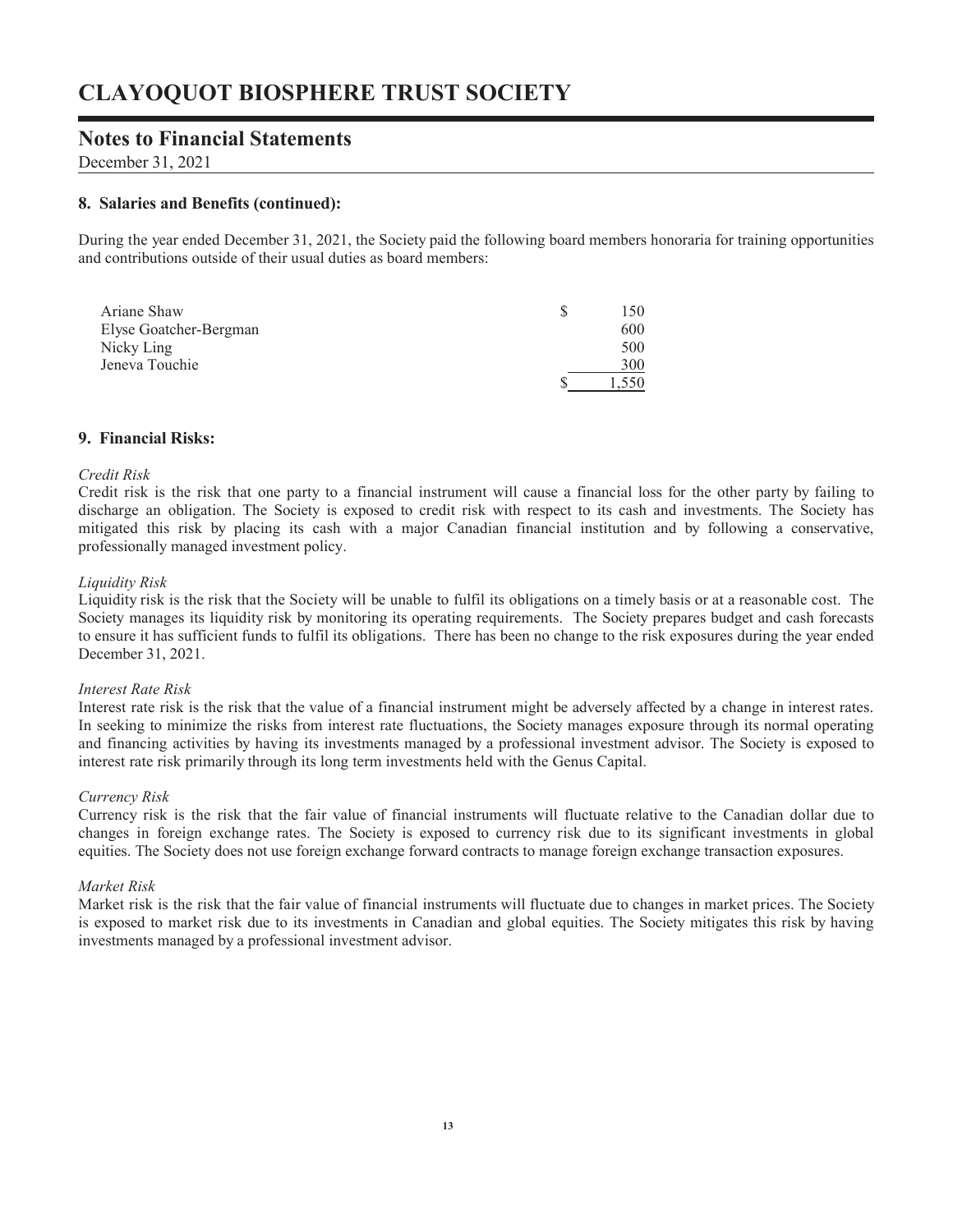# CLAYOQUOT BIOSPHERE TRUST SOCIETY

## Notes to Financial Statements

December 31, 2021

### 8. Salaries and Benefits (continued):

During the year ended December 31, 2021, the Society paid the following board members honoraria for training opportunities and contributions outside of their usual duties as board members:

| | |
|---|---|
| Ariane Shaw | $ 150 |
| Elyse Goatcher-Bergman | 600 |
| Nicky Ling | 500 |
| Jeneva Touchie | 300 |
| | $ 1,550 |

### 9. Financial Risks:

*Credit Risk*

Credit risk is the risk that one party to a financial instrument will cause a financial loss for the other party by failing to discharge an obligation. The Society is exposed to credit risk with respect to its cash and investments. The Society has mitigated this risk by placing its cash with a major Canadian financial institution and by following a conservative, professionally managed investment policy.

*Liquidity Risk*

Liquidity risk is the risk that the Society will be unable to fulfil its obligations on a timely basis or at a reasonable cost. The Society manages its liquidity risk by monitoring its operating requirements. The Society prepares budget and cash forecasts to ensure it has sufficient funds to fulfil its obligations. There has been no change to the risk exposures during the year ended December 31, 2021.

*Interest Rate Risk*

Interest rate risk is the risk that the value of a financial instrument might be adversely affected by a change in interest rates. In seeking to minimize the risks from interest rate fluctuations, the Society manages exposure through its normal operating and financing activities by having its investments managed by a professional investment advisor. The Society is exposed to interest rate risk primarily through its long term investments held with the Genus Capital.

*Currency Risk*

Currency risk is the risk that the fair value of financial instruments will fluctuate relative to the Canadian dollar due to changes in foreign exchange rates. The Society is exposed to currency risk due to its significant investments in global equities. The Society does not use foreign exchange forward contracts to manage foreign exchange transaction exposures.

*Market Risk*

Market risk is the risk that the fair value of financial instruments will fluctuate due to changes in market prices. The Society is exposed to market risk due to its investments in Canadian and global equities. The Society mitigates this risk by having investments managed by a professional investment advisor.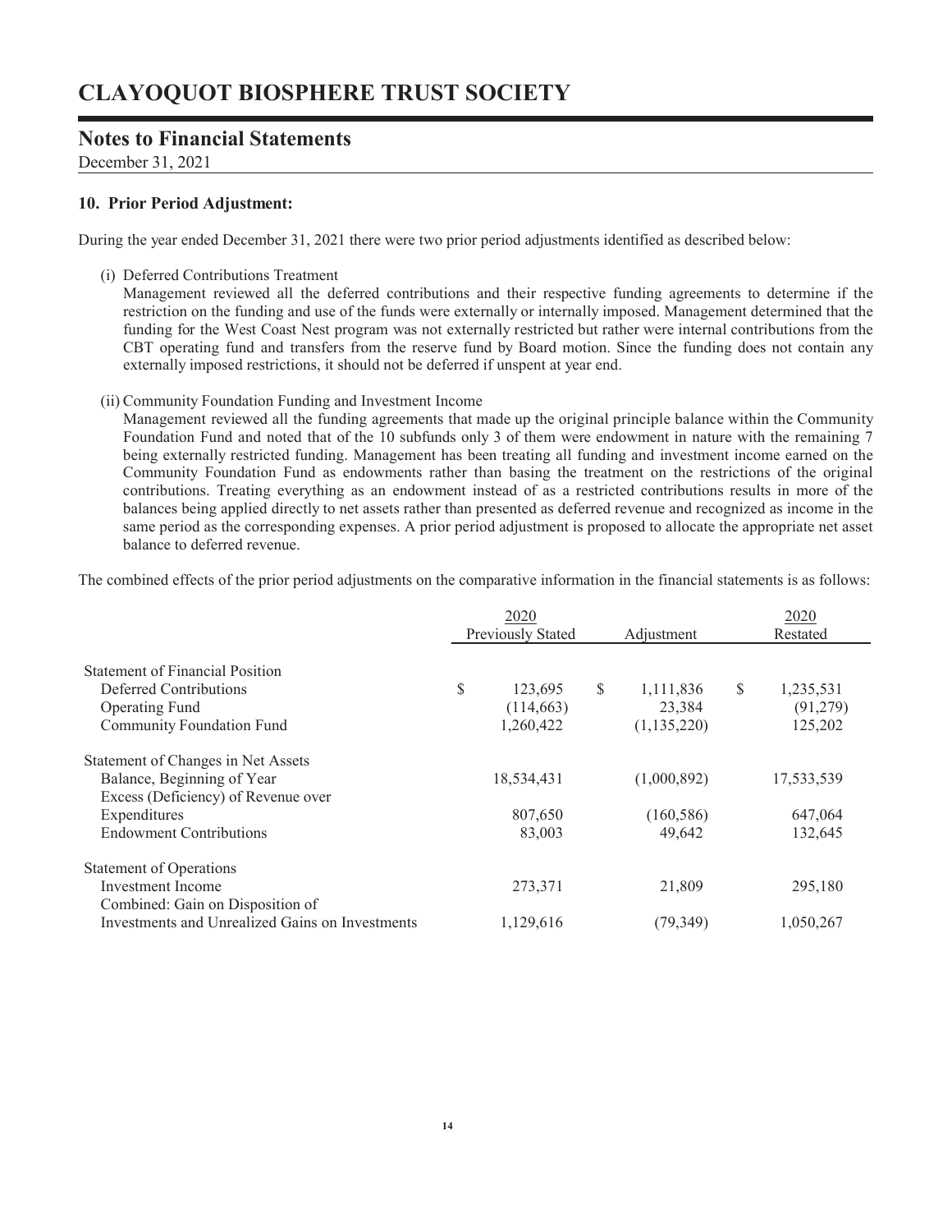# CLAYOQUOT BIOSPHERE TRUST SOCIETY

## Notes to Financial Statements

December 31, 2021

### 10. Prior Period Adjustment:

During the year ended December 31, 2021 there were two prior period adjustments identified as described below:

(i) Deferred Contributions Treatment

Management reviewed all the deferred contributions and their respective funding agreements to determine if the restriction on the funding and use of the funds were externally or internally imposed. Management determined that the funding for the West Coast Nest program was not externally restricted but rather were internal contributions from the CBT operating fund and transfers from the reserve fund by Board motion. Since the funding does not contain any externally imposed restrictions, it should not be deferred if unspent at year end.

(ii) Community Foundation Funding and Investment Income

Management reviewed all the funding agreements that made up the original principle balance within the Community Foundation Fund and noted that of the 10 subfunds only 3 of them were endowment in nature with the remaining 7 being externally restricted funding. Management has been treating all funding and investment income earned on the Community Foundation Fund as endowments rather than basing the treatment on the restrictions of the original contributions. Treating everything as an endowment instead of as a restricted contributions results in more of the balances being applied directly to net assets rather than presented as deferred revenue and recognized as income in the same period as the corresponding expenses. A prior period adjustment is proposed to allocate the appropriate net asset balance to deferred revenue.

The combined effects of the prior period adjustments on the comparative information in the financial statements is as follows:

| | 2020 Previously Stated | Adjustment | 2020 Restated |
|---|---|---|---|
| **Statement of Financial Position** | | | |
| Deferred Contributions | $ 123,695 | $ 1,111,836 | $ 1,235,531 |
| Operating Fund | (114,663) | 23,384 | (91,279) |
| Community Foundation Fund | 1,260,422 | (1,135,220) | 125,202 |
| **Statement of Changes in Net Assets** | | | |
| Balance, Beginning of Year | 18,534,431 | (1,000,892) | 17,533,539 |
| Excess (Deficiency) of Revenue over Expenditures | 807,650 | (160,586) | 647,064 |
| Endowment Contributions | 83,003 | 49,642 | 132,645 |
| **Statement of Operations** | | | |
| Investment Income | 273,371 | 21,809 | 295,180 |
| Combined: Gain on Disposition of Investments and Unrealized Gains on Investments | 1,129,616 | (79,349) | 1,050,267 |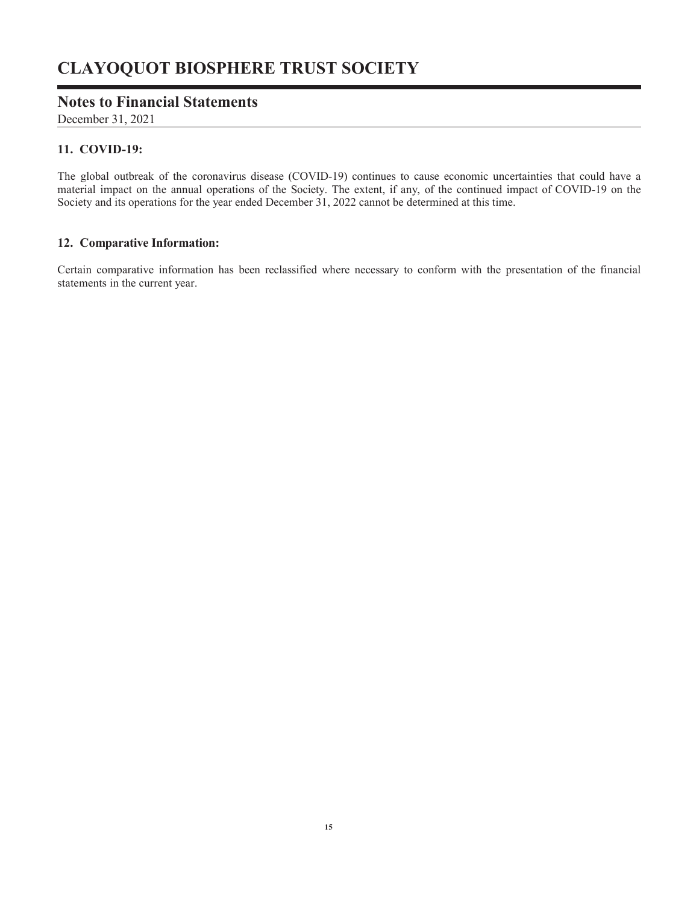# CLAYOQUOT BIOSPHERE TRUST SOCIETY

## Notes to Financial Statements

December 31, 2021

### 11. COVID-19:

The global outbreak of the coronavirus disease (COVID-19) continues to cause economic uncertainties that could have a material impact on the annual operations of the Society. The extent, if any, of the continued impact of COVID-19 on the Society and its operations for the year ended December 31, 2022 cannot be determined at this time.

### 12. Comparative Information:

Certain comparative information has been reclassified where necessary to conform with the presentation of the financial statements in the current year.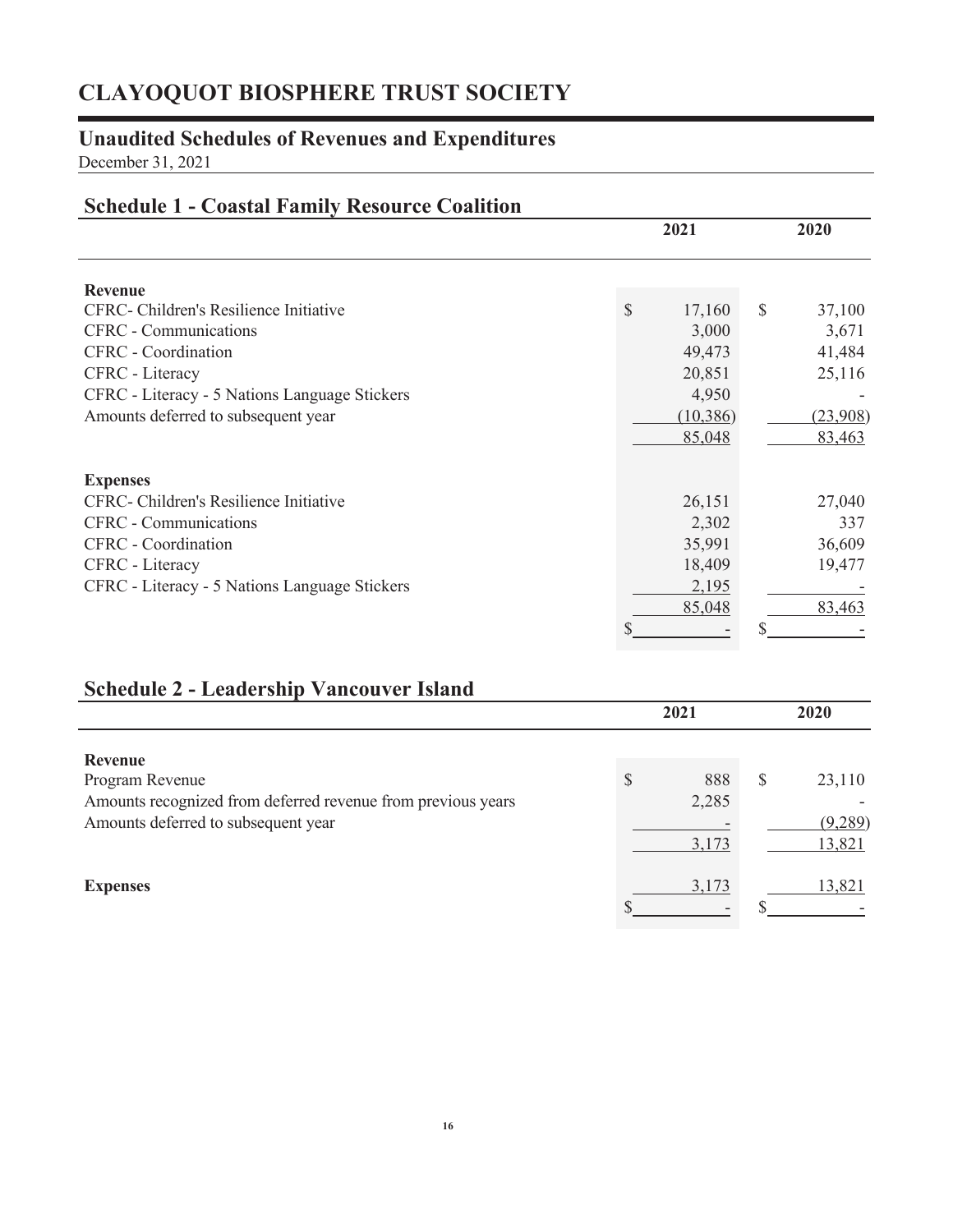# CLAYOQUOT BIOSPHERE TRUST SOCIETY

## Unaudited Schedules of Revenues and Expenditures

December 31, 2021

### Schedule 1 - Coastal Family Resource Coalition

| | 2021 | 2020 |
|---|---|---|
| **Revenue** | | |
| CFRC- Children's Resilience Initiative | $ 17,160 | $ 37,100 |
| CFRC - Communications | 3,000 | 3,671 |
| CFRC - Coordination | 49,473 | 41,484 |
| CFRC - Literacy | 20,851 | 25,116 |
| CFRC - Literacy - 5 Nations Language Stickers | 4,950 | - |
| Amounts deferred to subsequent year | (10,386) | (23,908) |
| | 85,048 | 83,463 |
| **Expenses** | | |
| CFRC- Children's Resilience Initiative | 26,151 | 27,040 |
| CFRC - Communications | 2,302 | 337 |
| CFRC - Coordination | 35,991 | 36,609 |
| CFRC - Literacy | 18,409 | 19,477 |
| CFRC - Literacy - 5 Nations Language Stickers | 2,195 | - |
| | 85,048 | 83,463 |
| | $ - | $ - |

### Schedule 2 - Leadership Vancouver Island

| | 2021 | 2020 |
|---|---|---|
| **Revenue** | | |
| Program Revenue | $ 888 | $ 23,110 |
| Amounts recognized from deferred revenue from previous years | 2,285 | - |
| Amounts deferred to subsequent year | - | (9,289) |
| | 3,173 | 13,821 |
| **Expenses** | 3,173 | 13,821 |
| | $ - | $ - |